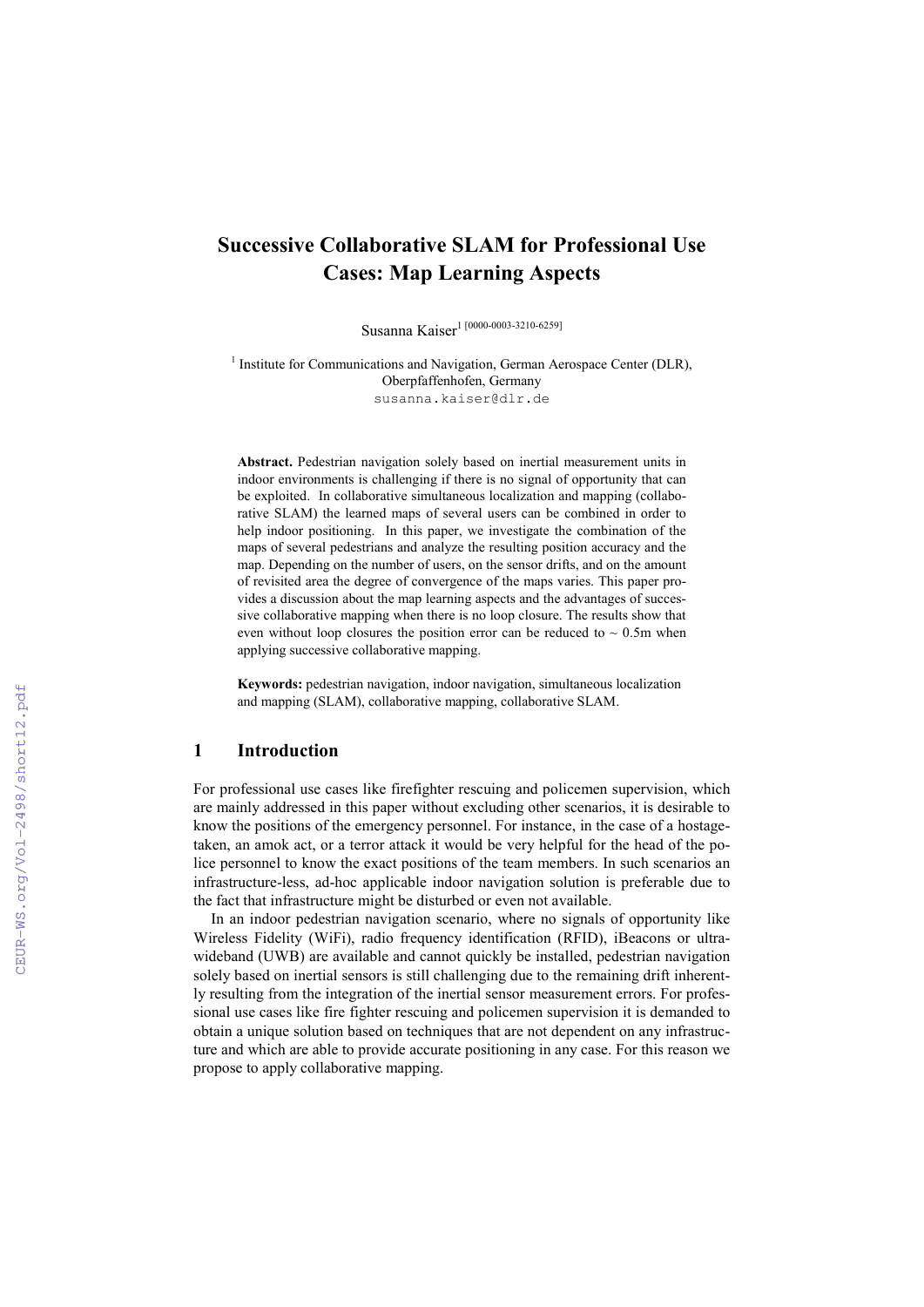# Successive Collaborative SLAM for Professional Use Cases: Map Learning Aspects

Susanna Kaiser[1] [0000-0003-3210-6259]

[1] Institute for Communications and Navigation, German Aerospace Center (DLR), Oberpfaffenhofen, Germany
susanna.kaiser@dlr.de

**Abstract.** Pedestrian navigation solely based on inertial measurement units in indoor environments is challenging if there is no signal of opportunity that can be exploited. In collaborative simultaneous localization and mapping (collaborative SLAM) the learned maps of several users can be combined in order to help indoor positioning. In this paper, we investigate the combination of the maps of several pedestrians and analyze the resulting position accuracy and the map. Depending on the number of users, on the sensor drifts, and on the amount of revisited area the degree of convergence of the maps varies. This paper provides a discussion about the map learning aspects and the advantages of successive collaborative mapping when there is no loop closure. The results show that even without loop closures the position error can be reduced to ~ 0.5m when applying successive collaborative mapping.

**Keywords:** pedestrian navigation, indoor navigation, simultaneous localization and mapping (SLAM), collaborative mapping, collaborative SLAM.

## 1 Introduction

For professional use cases like firefighter rescuing and policemen supervision, which are mainly addressed in this paper without excluding other scenarios, it is desirable to know the positions of the emergency personnel. For instance, in the case of a hostage-taken, an amok act, or a terror attack it would be very helpful for the head of the police personnel to know the exact positions of the team members. In such scenarios an infrastructure-less, ad-hoc applicable indoor navigation solution is preferable due to the fact that infrastructure might be disturbed or even not available.

In an indoor pedestrian navigation scenario, where no signals of opportunity like Wireless Fidelity (WiFi), radio frequency identification (RFID), iBeacons or ultra-wideband (UWB) are available and cannot quickly be installed, pedestrian navigation solely based on inertial sensors is still challenging due to the remaining drift inherently resulting from the integration of the inertial sensor measurement errors. For professional use cases like fire fighter rescuing and policemen supervision it is demanded to obtain a unique solution based on techniques that are not dependent on any infrastructure and which are able to provide accurate positioning in any case. For this reason we propose to apply collaborative mapping.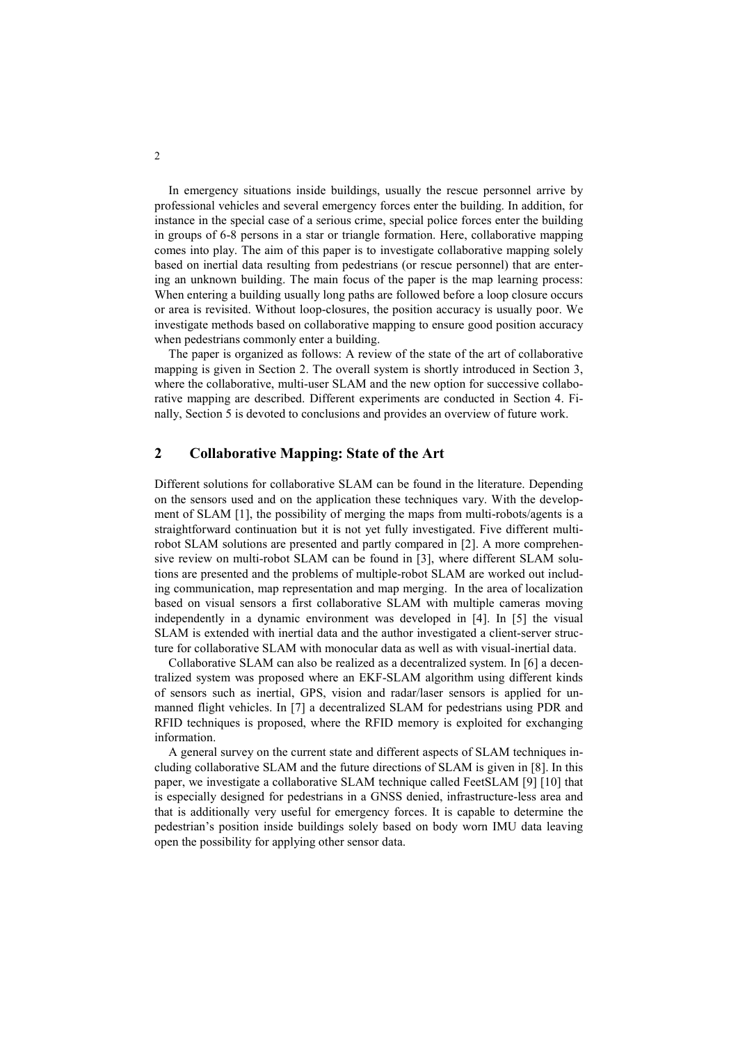In emergency situations inside buildings, usually the rescue personnel arrive by professional vehicles and several emergency forces enter the building. In addition, for instance in the special case of a serious crime, special police forces enter the building in groups of 6-8 persons in a star or triangle formation. Here, collaborative mapping comes into play. The aim of this paper is to investigate collaborative mapping solely based on inertial data resulting from pedestrians (or rescue personnel) that are entering an unknown building. The main focus of the paper is the map learning process: When entering a building usually long paths are followed before a loop closure occurs or area is revisited. Without loop-closures, the position accuracy is usually poor. We investigate methods based on collaborative mapping to ensure good position accuracy when pedestrians commonly enter a building.

The paper is organized as follows: A review of the state of the art of collaborative mapping is given in Section 2. The overall system is shortly introduced in Section 3, where the collaborative, multi-user SLAM and the new option for successive collaborative mapping are described. Different experiments are conducted in Section 4. Finally, Section 5 is devoted to conclusions and provides an overview of future work.

## 2 Collaborative Mapping: State of the Art

Different solutions for collaborative SLAM can be found in the literature. Depending on the sensors used and on the application these techniques vary. With the development of SLAM [1], the possibility of merging the maps from multi-robots/agents is a straightforward continuation but it is not yet fully investigated. Five different multi-robot SLAM solutions are presented and partly compared in [2]. A more comprehensive review on multi-robot SLAM can be found in [3], where different SLAM solutions are presented and the problems of multiple-robot SLAM are worked out including communication, map representation and map merging. In the area of localization based on visual sensors a first collaborative SLAM with multiple cameras moving independently in a dynamic environment was developed in [4]. In [5] the visual SLAM is extended with inertial data and the author investigated a client-server structure for collaborative SLAM with monocular data as well as with visual-inertial data.

Collaborative SLAM can also be realized as a decentralized system. In [6] a decentralized system was proposed where an EKF-SLAM algorithm using different kinds of sensors such as inertial, GPS, vision and radar/laser sensors is applied for unmanned flight vehicles. In [7] a decentralized SLAM for pedestrians using PDR and RFID techniques is proposed, where the RFID memory is exploited for exchanging information.

A general survey on the current state and different aspects of SLAM techniques including collaborative SLAM and the future directions of SLAM is given in [8]. In this paper, we investigate a collaborative SLAM technique called FeetSLAM [9] [10] that is especially designed for pedestrians in a GNSS denied, infrastructure-less area and that is additionally very useful for emergency forces. It is capable to determine the pedestrian's position inside buildings solely based on body worn IMU data leaving open the possibility for applying other sensor data.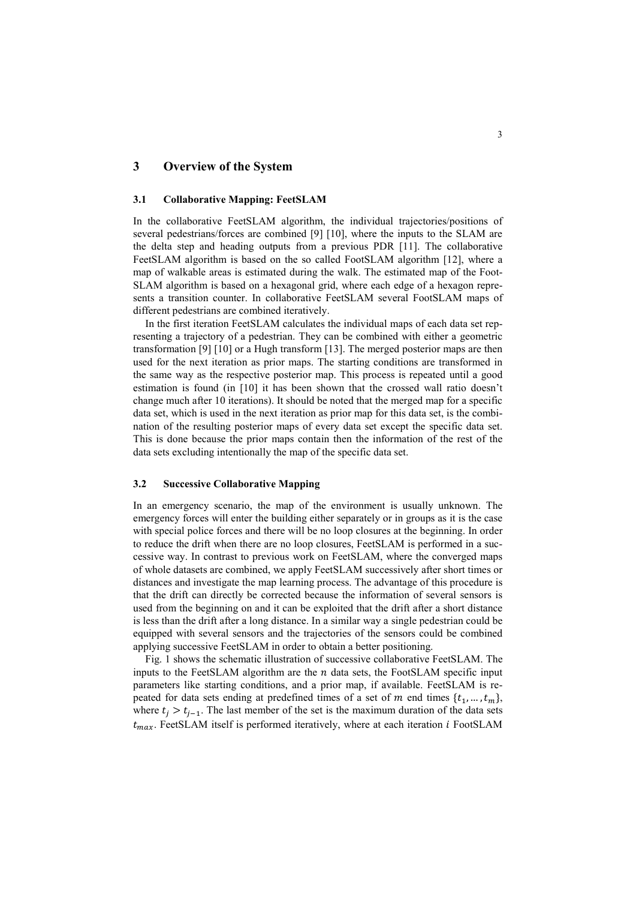## 3 Overview of the System

### 3.1 Collaborative Mapping: FeetSLAM

In the collaborative FeetSLAM algorithm, the individual trajectories/positions of several pedestrians/forces are combined [9] [10], where the inputs to the SLAM are the delta step and heading outputs from a previous PDR [11]. The collaborative FeetSLAM algorithm is based on the so called FootSLAM algorithm [12], where a map of walkable areas is estimated during the walk. The estimated map of the Foot-SLAM algorithm is based on a hexagonal grid, where each edge of a hexagon represents a transition counter. In collaborative FeetSLAM several FootSLAM maps of different pedestrians are combined iteratively.

In the first iteration FeetSLAM calculates the individual maps of each data set representing a trajectory of a pedestrian. They can be combined with either a geometric transformation [9] [10] or a Hugh transform [13]. The merged posterior maps are then used for the next iteration as prior maps. The starting conditions are transformed in the same way as the respective posterior map. This process is repeated until a good estimation is found (in [10] it has been shown that the crossed wall ratio doesn't change much after 10 iterations). It should be noted that the merged map for a specific data set, which is used in the next iteration as prior map for this data set, is the combination of the resulting posterior maps of every data set except the specific data set. This is done because the prior maps contain then the information of the rest of the data sets excluding intentionally the map of the specific data set.

### 3.2 Successive Collaborative Mapping

In an emergency scenario, the map of the environment is usually unknown. The emergency forces will enter the building either separately or in groups as it is the case with special police forces and there will be no loop closures at the beginning. In order to reduce the drift when there are no loop closures, FeetSLAM is performed in a successive way. In contrast to previous work on FeetSLAM, where the converged maps of whole datasets are combined, we apply FeetSLAM successively after short times or distances and investigate the map learning process. The advantage of this procedure is that the drift can directly be corrected because the information of several sensors is used from the beginning on and it can be exploited that the drift after a short distance is less than the drift after a long distance. In a similar way a single pedestrian could be equipped with several sensors and the trajectories of the sensors could be combined applying successive FeetSLAM in order to obtain a better positioning.

Fig. 1 shows the schematic illustration of successive collaborative FeetSLAM. The inputs to the FeetSLAM algorithm are the $n$ data sets, the FootSLAM specific input parameters like starting conditions, and a prior map, if available. FeetSLAM is repeated for data sets ending at predefined times of a set of $m$ end times $\{t_1, \dots, t_m\}$, where $t_j > t_{j-1}$. The last member of the set is the maximum duration of the data sets $t_{max}$. FeetSLAM itself is performed iteratively, where at each iteration $i$ FootSLAM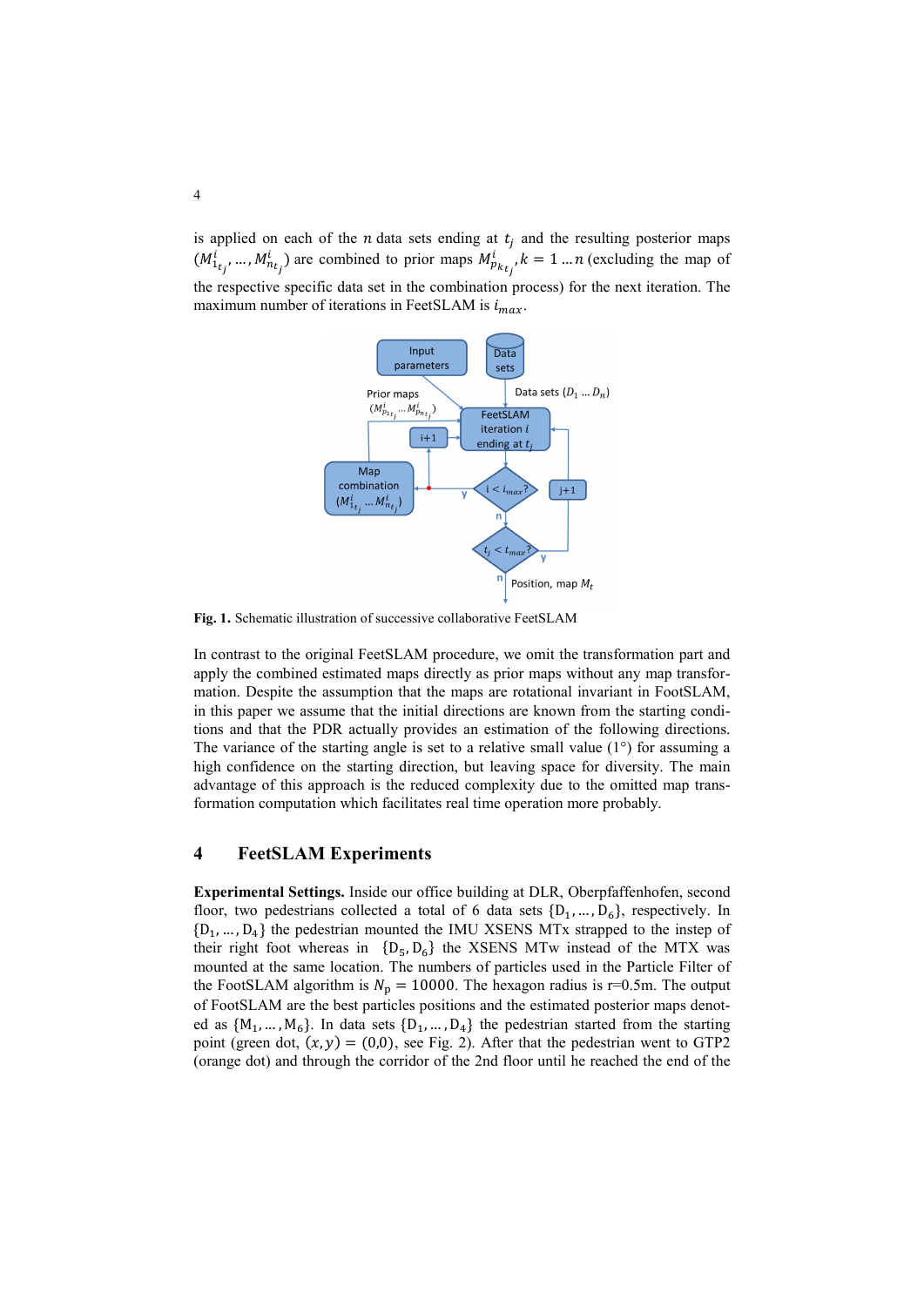is applied on each of the $n$ data sets ending at $t_j$ and the resulting posterior maps $(M^i_{1_{t_j}}, \ldots, M^i_{n_{t_j}})$ are combined to prior maps $M^i_{p_{k_{t_j}}}, k = 1 \ldots n$ (excluding the map of the respective specific data set in the combination process) for the next iteration. The maximum number of iterations in FeetSLAM is $i_{max}$.

**Fig. 1.** Schematic illustration of successive collaborative FeetSLAM

In contrast to the original FeetSLAM procedure, we omit the transformation part and apply the combined estimated maps directly as prior maps without any map transformation. Despite the assumption that the maps are rotational invariant in FootSLAM, in this paper we assume that the initial directions are known from the starting conditions and that the PDR actually provides an estimation of the following directions. The variance of the starting angle is set to a relative small value (1°) for assuming a high confidence on the starting direction, but leaving space for diversity. The main advantage of this approach is the reduced complexity due to the omitted map transformation computation which facilitates real time operation more probably.

## 4 FeetSLAM Experiments

**Experimental Settings.** Inside our office building at DLR, Oberpfaffenhofen, second floor, two pedestrians collected a total of 6 data sets $\{D_1, \ldots, D_6\}$, respectively. In $\{D_1, \ldots, D_4\}$ the pedestrian mounted the IMU XSENS MTx strapped to the instep of their right foot whereas in $\{D_5, D_6\}$ the XSENS MTw instead of the MTX was mounted at the same location. The numbers of particles used in the Particle Filter of the FootSLAM algorithm is $N_p = 10000$. The hexagon radius is r=0.5m. The output of FootSLAM are the best particles positions and the estimated posterior maps denoted as $\{M_1, \ldots, M_6\}$. In data sets $\{D_1, \ldots, D_4\}$ the pedestrian started from the starting point (green dot, $(x, y) = (0{,}0)$, see Fig. 2). After that the pedestrian went to GTP2 (orange dot) and through the corridor of the 2nd floor until he reached the end of the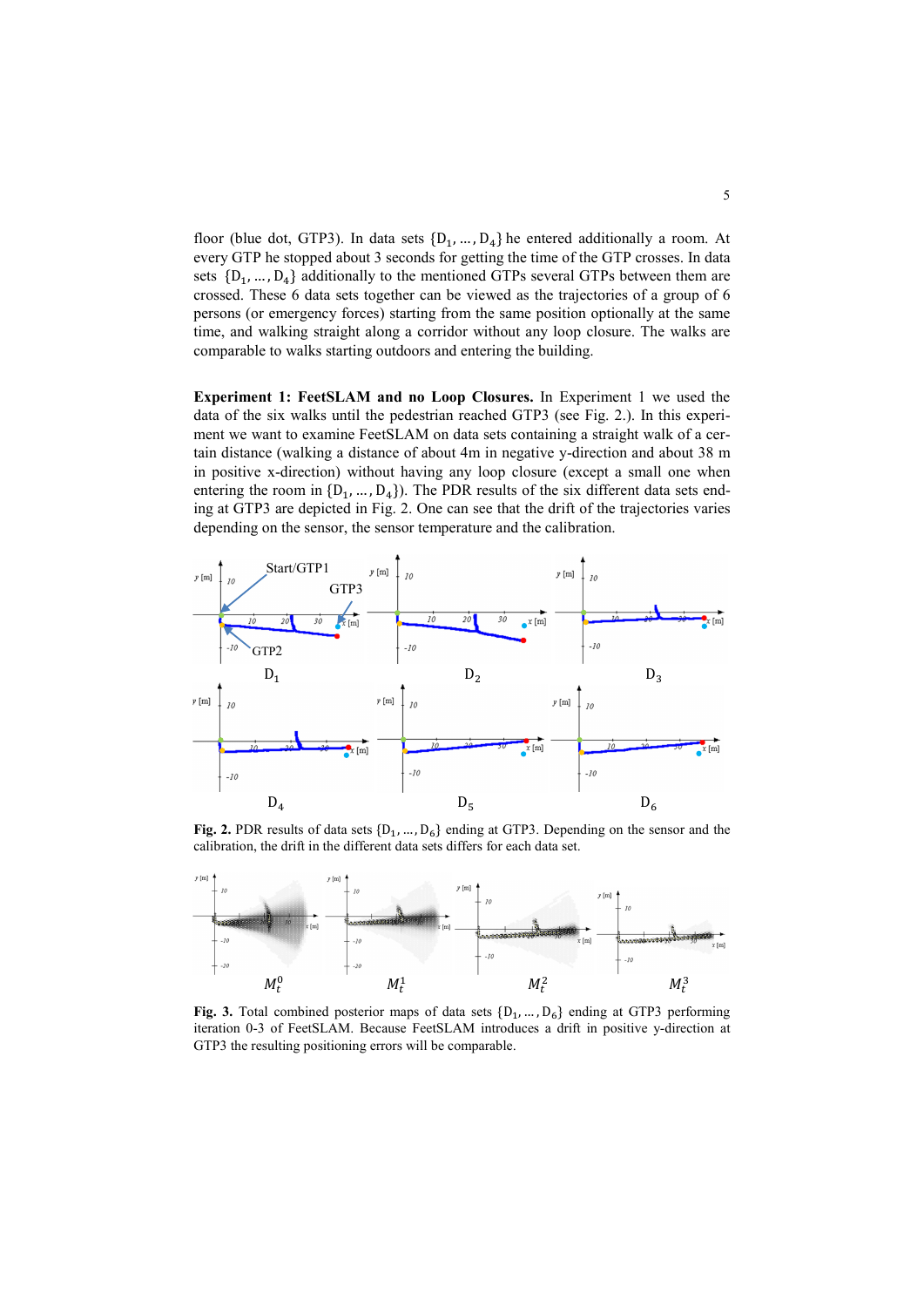floor (blue dot, GTP3). In data sets $\{D_1, \ldots, D_4\}$ he entered additionally a room. At every GTP he stopped about 3 seconds for getting the time of the GTP crosses. In data sets $\{D_1, \ldots, D_4\}$ additionally to the mentioned GTPs several GTPs between them are crossed. These 6 data sets together can be viewed as the trajectories of a group of 6 persons (or emergency forces) starting from the same position optionally at the same time, and walking straight along a corridor without any loop closure. The walks are comparable to walks starting outdoors and entering the building.

**Experiment 1: FeetSLAM and no Loop Closures.** In Experiment 1 we used the data of the six walks until the pedestrian reached GTP3 (see Fig. 2.). In this experiment we want to examine FeetSLAM on data sets containing a straight walk of a certain distance (walking a distance of about 4m in negative y-direction and about 38 m in positive x-direction) without having any loop closure (except a small one when entering the room in $\{D_1, \ldots, D_4\}$). The PDR results of the six different data sets ending at GTP3 are depicted in Fig. 2. One can see that the drift of the trajectories varies depending on the sensor, the sensor temperature and the calibration.

**Fig. 2.** PDR results of data sets $\{D_1, \ldots, D_6\}$ ending at GTP3. Depending on the sensor and the calibration, the drift in the different data sets differs for each data set.

**Fig. 3.** Total combined posterior maps of data sets $\{D_1, \ldots, D_6\}$ ending at GTP3 performing iteration 0-3 of FeetSLAM. Because FeetSLAM introduces a drift in positive y-direction at GTP3 the resulting positioning errors will be comparable.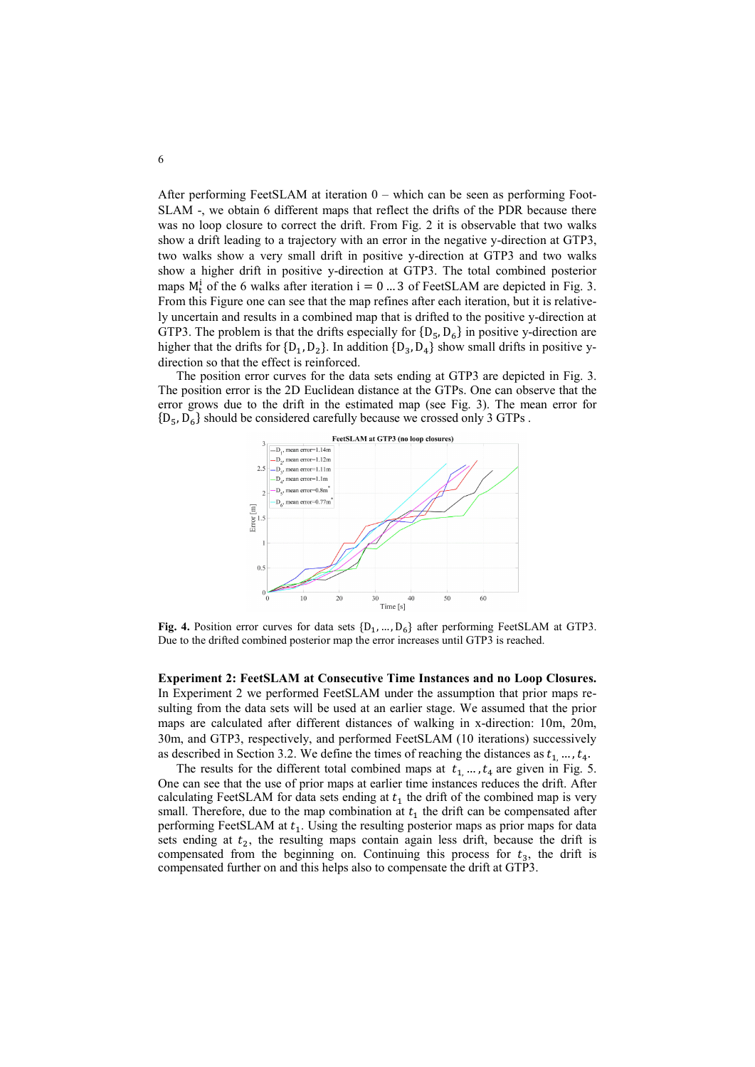After performing FeetSLAM at iteration 0 – which can be seen as performing FootSLAM -, we obtain 6 different maps that reflect the drifts of the PDR because there was no loop closure to correct the drift. From Fig. 2 it is observable that two walks show a drift leading to a trajectory with an error in the negative y-direction at GTP3, two walks show a very small drift in positive y-direction at GTP3 and two walks show a higher drift in positive y-direction at GTP3. The total combined posterior maps $M_t^i$ of the 6 walks after iteration $i = 0 \dots 3$ of FeetSLAM are depicted in Fig. 3. From this Figure one can see that the map refines after each iteration, but it is relatively uncertain and results in a combined map that is drifted to the positive y-direction at GTP3. The problem is that the drifts especially for $\{D_5, D_6\}$ in positive y-direction are higher that the drifts for $\{D_1, D_2\}$. In addition $\{D_3, D_4\}$ show small drifts in positive y-direction so that the effect is reinforced.

The position error curves for the data sets ending at GTP3 are depicted in Fig. 3. The position error is the 2D Euclidean distance at the GTPs. One can observe that the error grows due to the drift in the estimated map (see Fig. 3). The mean error for $\{D_5, D_6\}$ should be considered carefully because we crossed only 3 GTPs .

**Fig. 4.** Position error curves for data sets $\{D_1, \dots, D_6\}$ after performing FeetSLAM at GTP3. Due to the drifted combined posterior map the error increases until GTP3 is reached.

**Experiment 2: FeetSLAM at Consecutive Time Instances and no Loop Closures.** In Experiment 2 we performed FeetSLAM under the assumption that prior maps resulting from the data sets will be used at an earlier stage. We assumed that the prior maps are calculated after different distances of walking in x-direction: 10m, 20m, 30m, and GTP3, respectively, and performed FeetSLAM (10 iterations) successively as described in Section 3.2. We define the times of reaching the distances as $t_1, \dots, t_4$.

The results for the different total combined maps at $t_1, \dots, t_4$ are given in Fig. 5. One can see that the use of prior maps at earlier time instances reduces the drift. After calculating FeetSLAM for data sets ending at $t_1$ the drift of the combined map is very small. Therefore, due to the map combination at $t_1$ the drift can be compensated after performing FeetSLAM at $t_1$. Using the resulting posterior maps as prior maps for data sets ending at $t_2$, the resulting maps contain again less drift, because the drift is compensated from the beginning on. Continuing this process for $t_3$, the drift is compensated further on and this helps also to compensate the drift at GTP3.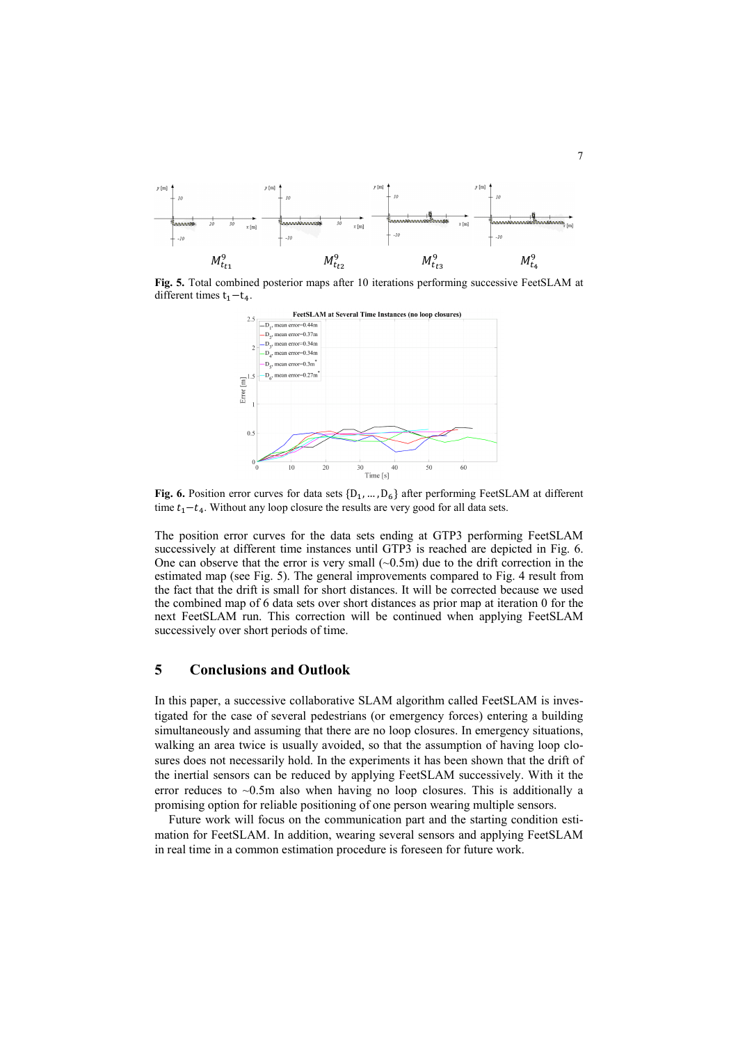**Fig. 5.** Total combined posterior maps after 10 iterations performing successive FeetSLAM at different times $t_1 - t_4$.

**Fig. 6.** Position error curves for data sets $\{D_1, \ldots, D_6\}$ after performing FeetSLAM at different time $t_1 - t_4$. Without any loop closure the results are very good for all data sets.

The position error curves for the data sets ending at GTP3 performing FeetSLAM successively at different time instances until GTP3 is reached are depicted in Fig. 6. One can observe that the error is very small (~0.5m) due to the drift correction in the estimated map (see Fig. 5). The general improvements compared to Fig. 4 result from the fact that the drift is small for short distances. It will be corrected because we used the combined map of 6 data sets over short distances as prior map at iteration 0 for the next FeetSLAM run. This correction will be continued when applying FeetSLAM successively over short periods of time.

## 5 Conclusions and Outlook

In this paper, a successive collaborative SLAM algorithm called FeetSLAM is investigated for the case of several pedestrians (or emergency forces) entering a building simultaneously and assuming that there are no loop closures. In emergency situations, walking an area twice is usually avoided, so that the assumption of having loop closures does not necessarily hold. In the experiments it has been shown that the drift of the inertial sensors can be reduced by applying FeetSLAM successively. With it the error reduces to ~0.5m also when having no loop closures. This is additionally a promising option for reliable positioning of one person wearing multiple sensors.

Future work will focus on the communication part and the starting condition estimation for FeetSLAM. In addition, wearing several sensors and applying FeetSLAM in real time in a common estimation procedure is foreseen for future work.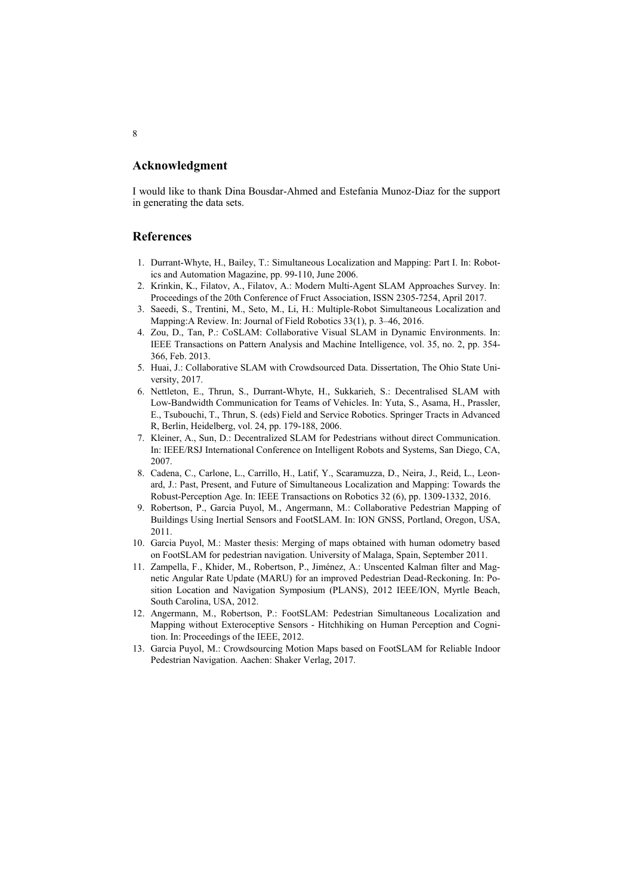## Acknowledgment

I would like to thank Dina Bousdar-Ahmed and Estefania Munoz-Diaz for the support in generating the data sets.

## References

1. Durrant-Whyte, H., Bailey, T.: Simultaneous Localization and Mapping: Part I. In: Robotics and Automation Magazine, pp. 99-110, June 2006.
2. Krinkin, K., Filatov, A., Filatov, A.: Modern Multi-Agent SLAM Approaches Survey. In: Proceedings of the 20th Conference of Fruct Association, ISSN 2305-7254, April 2017.
3. Saeedi, S., Trentini, M., Seto, M., Li, H.: Multiple-Robot Simultaneous Localization and Mapping:A Review. In: Journal of Field Robotics 33(1), p. 3–46, 2016.
4. Zou, D., Tan, P.: CoSLAM: Collaborative Visual SLAM in Dynamic Environments. In: IEEE Transactions on Pattern Analysis and Machine Intelligence, vol. 35, no. 2, pp. 354-366, Feb. 2013.
5. Huai, J.: Collaborative SLAM with Crowdsourced Data. Dissertation, The Ohio State University, 2017.
6. Nettleton, E., Thrun, S., Durrant-Whyte, H., Sukkarieh, S.: Decentralised SLAM with Low-Bandwidth Communication for Teams of Vehicles. In: Yuta, S., Asama, H., Prassler, E., Tsubouchi, T., Thrun, S. (eds) Field and Service Robotics. Springer Tracts in Advanced R, Berlin, Heidelberg, vol. 24, pp. 179-188, 2006.
7. Kleiner, A., Sun, D.: Decentralized SLAM for Pedestrians without direct Communication. In: IEEE/RSJ International Conference on Intelligent Robots and Systems, San Diego, CA, 2007.
8. Cadena, C., Carlone, L., Carrillo, H., Latif, Y., Scaramuzza, D., Neira, J., Reid, L., Leonard, J.: Past, Present, and Future of Simultaneous Localization and Mapping: Towards the Robust-Perception Age. In: IEEE Transactions on Robotics 32 (6), pp. 1309-1332, 2016.
9. Robertson, P., Garcia Puyol, M., Angermann, M.: Collaborative Pedestrian Mapping of Buildings Using Inertial Sensors and FootSLAM. In: ION GNSS, Portland, Oregon, USA, 2011.
10. Garcia Puyol, M.: Master thesis: Merging of maps obtained with human odometry based on FootSLAM for pedestrian navigation. University of Malaga, Spain, September 2011.
11. Zampella, F., Khider, M., Robertson, P., Jiménez, A.: Unscented Kalman filter and Magnetic Angular Rate Update (MARU) for an improved Pedestrian Dead-Reckoning. In: Position Location and Navigation Symposium (PLANS), 2012 IEEE/ION, Myrtle Beach, South Carolina, USA, 2012.
12. Angermann, M., Robertson, P.: FootSLAM: Pedestrian Simultaneous Localization and Mapping without Exteroceptive Sensors - Hitchhiking on Human Perception and Cognition. In: Proceedings of the IEEE, 2012.
13. Garcia Puyol, M.: Crowdsourcing Motion Maps based on FootSLAM for Reliable Indoor Pedestrian Navigation. Aachen: Shaker Verlag, 2017.